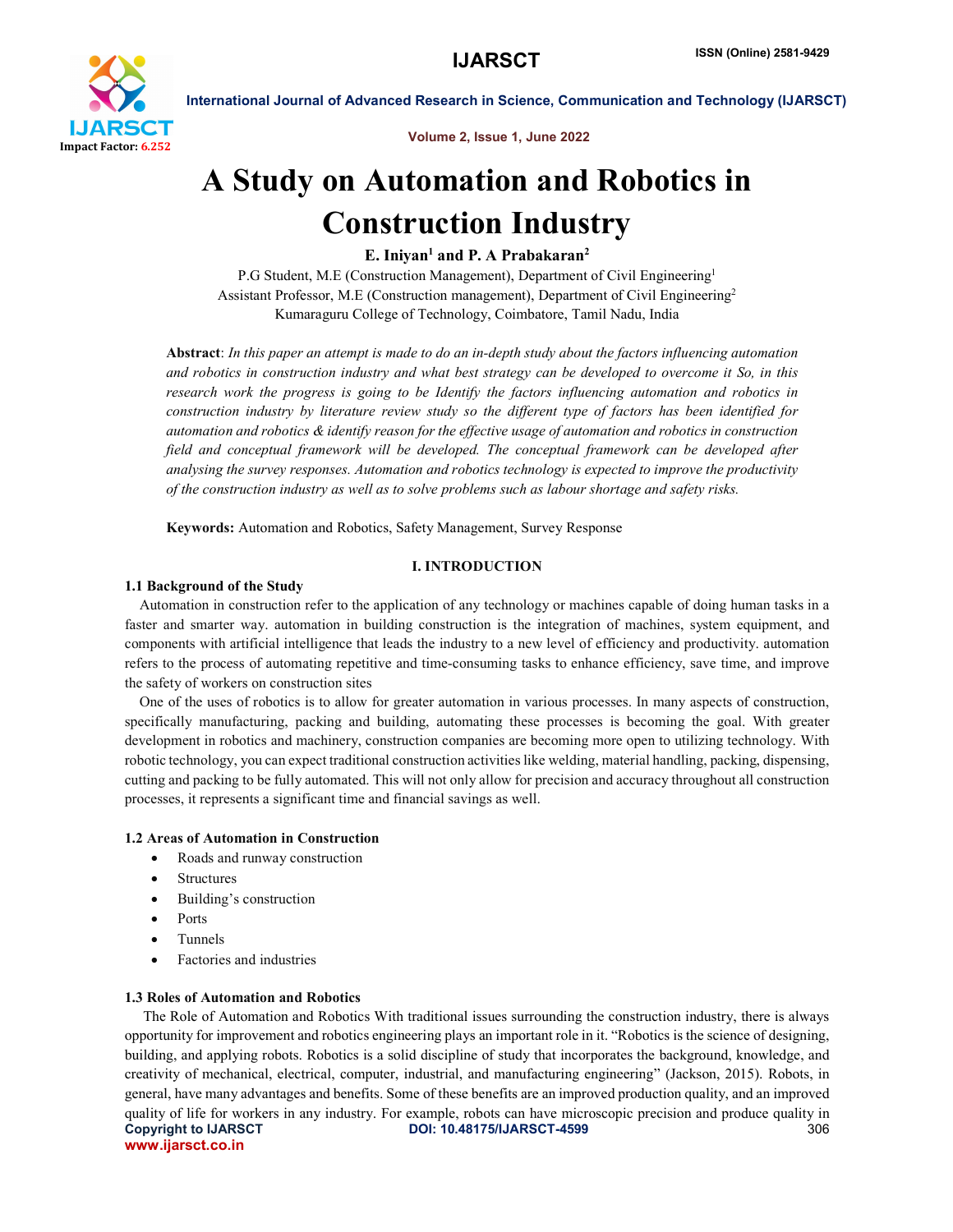# A Study on Automation and Robotics in Construction Industry

**E. Iniyan[1] and P. A Prabakaran[2]**

P.G Student, M.E (Construction Management), Department of Civil Engineering[1]
Assistant Professor, M.E (Construction management), Department of Civil Engineering[2]
Kumaraguru College of Technology, Coimbatore, Tamil Nadu, India

**Abstract**: *In this paper an attempt is made to do an in-depth study about the factors influencing automation and robotics in construction industry and what best strategy can be developed to overcome it So, in this research work the progress is going to be Identify the factors influencing automation and robotics in construction industry by literature review study so the different type of factors has been identified for automation and robotics & identify reason for the effective usage of automation and robotics in construction field and conceptual framework will be developed. The conceptual framework can be developed after analysing the survey responses. Automation and robotics technology is expected to improve the productivity of the construction industry as well as to solve problems such as labour shortage and safety risks.*

**Keywords:** Automation and Robotics, Safety Management, Survey Response

## I. INTRODUCTION

### 1.1 Background of the Study

Automation in construction refer to the application of any technology or machines capable of doing human tasks in a faster and smarter way. automation in building construction is the integration of machines, system equipment, and components with artificial intelligence that leads the industry to a new level of efficiency and productivity. automation refers to the process of automating repetitive and time-consuming tasks to enhance efficiency, save time, and improve the safety of workers on construction sites

One of the uses of robotics is to allow for greater automation in various processes. In many aspects of construction, specifically manufacturing, packing and building, automating these processes is becoming the goal. With greater development in robotics and machinery, construction companies are becoming more open to utilizing technology. With robotic technology, you can expect traditional construction activities like welding, material handling, packing, dispensing, cutting and packing to be fully automated. This will not only allow for precision and accuracy throughout all construction processes, it represents a significant time and financial savings as well.

### 1.2 Areas of Automation in Construction

- Roads and runway construction
- Structures
- Building's construction
- Ports
- Tunnels
- Factories and industries

### 1.3 Roles of Automation and Robotics

The Role of Automation and Robotics With traditional issues surrounding the construction industry, there is always opportunity for improvement and robotics engineering plays an important role in it. "Robotics is the science of designing, building, and applying robots. Robotics is a solid discipline of study that incorporates the background, knowledge, and creativity of mechanical, electrical, computer, industrial, and manufacturing engineering" (Jackson, 2015). Robots, in general, have many advantages and benefits. Some of these benefits are an improved production quality, and an improved quality of life for workers in any industry. For example, robots can have microscopic precision and produce quality in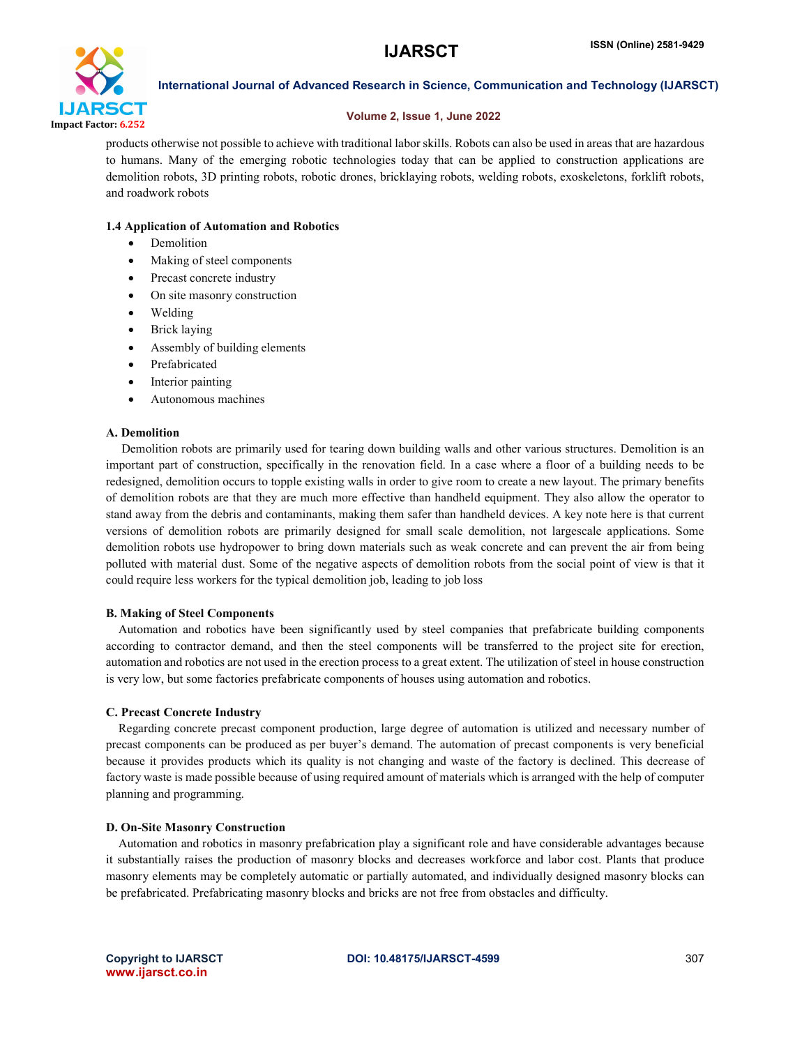products otherwise not possible to achieve with traditional labor skills. Robots can also be used in areas that are hazardous to humans. Many of the emerging robotic technologies today that can be applied to construction applications are demolition robots, 3D printing robots, robotic drones, bricklaying robots, welding robots, exoskeletons, forklift robots, and roadwork robots

### 1.4 Application of Automation and Robotics

- Demolition
- Making of steel components
- Precast concrete industry
- On site masonry construction
- Welding
- Brick laying
- Assembly of building elements
- Prefabricated
- Interior painting
- Autonomous machines

#### A. Demolition

Demolition robots are primarily used for tearing down building walls and other various structures. Demolition is an important part of construction, specifically in the renovation field. In a case where a floor of a building needs to be redesigned, demolition occurs to topple existing walls in order to give room to create a new layout. The primary benefits of demolition robots are that they are much more effective than handheld equipment. They also allow the operator to stand away from the debris and contaminants, making them safer than handheld devices. A key note here is that current versions of demolition robots are primarily designed for small scale demolition, not largescale applications. Some demolition robots use hydropower to bring down materials such as weak concrete and can prevent the air from being polluted with material dust. Some of the negative aspects of demolition robots from the social point of view is that it could require less workers for the typical demolition job, leading to job loss

#### B. Making of Steel Components

Automation and robotics have been significantly used by steel companies that prefabricate building components according to contractor demand, and then the steel components will be transferred to the project site for erection, automation and robotics are not used in the erection process to a great extent. The utilization of steel in house construction is very low, but some factories prefabricate components of houses using automation and robotics.

#### C. Precast Concrete Industry

Regarding concrete precast component production, large degree of automation is utilized and necessary number of precast components can be produced as per buyer's demand. The automation of precast components is very beneficial because it provides products which its quality is not changing and waste of the factory is declined. This decrease of factory waste is made possible because of using required amount of materials which is arranged with the help of computer planning and programming.

#### D. On-Site Masonry Construction

Automation and robotics in masonry prefabrication play a significant role and have considerable advantages because it substantially raises the production of masonry blocks and decreases workforce and labor cost. Plants that produce masonry elements may be completely automatic or partially automated, and individually designed masonry blocks can be prefabricated. Prefabricating masonry blocks and bricks are not free from obstacles and difficulty.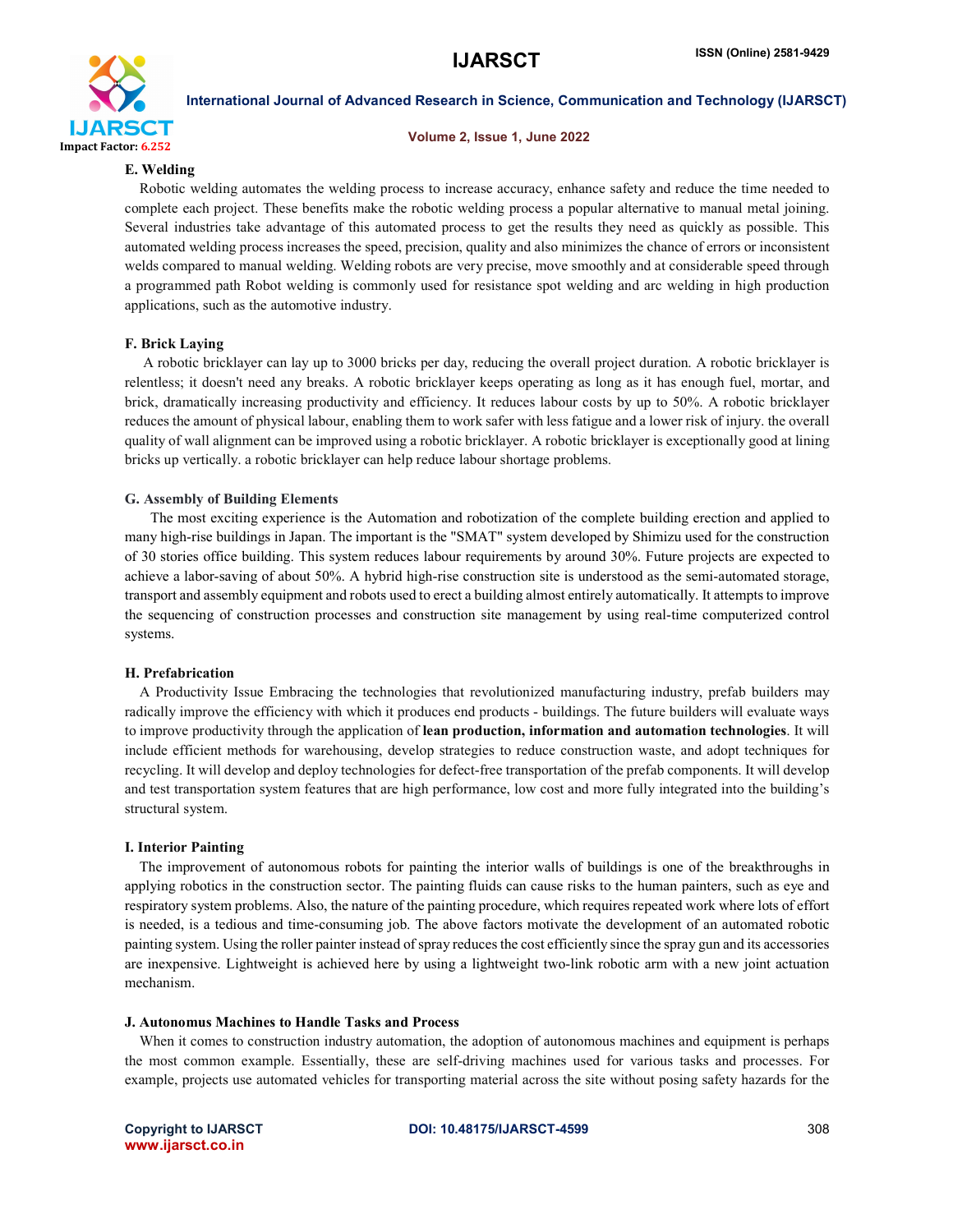### E. Welding

Robotic welding automates the welding process to increase accuracy, enhance safety and reduce the time needed to complete each project. These benefits make the robotic welding process a popular alternative to manual metal joining. Several industries take advantage of this automated process to get the results they need as quickly as possible. This automated welding process increases the speed, precision, quality and also minimizes the chance of errors or inconsistent welds compared to manual welding. Welding robots are very precise, move smoothly and at considerable speed through a programmed path Robot welding is commonly used for resistance spot welding and arc welding in high production applications, such as the automotive industry.

### F. Brick Laying

A robotic bricklayer can lay up to 3000 bricks per day, reducing the overall project duration. A robotic bricklayer is relentless; it doesn't need any breaks. A robotic bricklayer keeps operating as long as it has enough fuel, mortar, and brick, dramatically increasing productivity and efficiency. It reduces labour costs by up to 50%. A robotic bricklayer reduces the amount of physical labour, enabling them to work safer with less fatigue and a lower risk of injury. the overall quality of wall alignment can be improved using a robotic bricklayer. A robotic bricklayer is exceptionally good at lining bricks up vertically. a robotic bricklayer can help reduce labour shortage problems.

### G. Assembly of Building Elements

The most exciting experience is the Automation and robotization of the complete building erection and applied to many high-rise buildings in Japan. The important is the "SMAT" system developed by Shimizu used for the construction of 30 stories office building. This system reduces labour requirements by around 30%. Future projects are expected to achieve a labor-saving of about 50%. A hybrid high-rise construction site is understood as the semi-automated storage, transport and assembly equipment and robots used to erect a building almost entirely automatically. It attempts to improve the sequencing of construction processes and construction site management by using real-time computerized control systems.

### H. Prefabrication

A Productivity Issue Embracing the technologies that revolutionized manufacturing industry, prefab builders may radically improve the efficiency with which it produces end products - buildings. The future builders will evaluate ways to improve productivity through the application of **lean production, information and automation technologies**. It will include efficient methods for warehousing, develop strategies to reduce construction waste, and adopt techniques for recycling. It will develop and deploy technologies for defect-free transportation of the prefab components. It will develop and test transportation system features that are high performance, low cost and more fully integrated into the building's structural system.

### I. Interior Painting

The improvement of autonomous robots for painting the interior walls of buildings is one of the breakthroughs in applying robotics in the construction sector. The painting fluids can cause risks to the human painters, such as eye and respiratory system problems. Also, the nature of the painting procedure, which requires repeated work where lots of effort is needed, is a tedious and time-consuming job. The above factors motivate the development of an automated robotic painting system. Using the roller painter instead of spray reduces the cost efficiently since the spray gun and its accessories are inexpensive. Lightweight is achieved here by using a lightweight two-link robotic arm with a new joint actuation mechanism.

### J. Autonomus Machines to Handle Tasks and Process

When it comes to construction industry automation, the adoption of autonomous machines and equipment is perhaps the most common example. Essentially, these are self-driving machines used for various tasks and processes. For example, projects use automated vehicles for transporting material across the site without posing safety hazards for the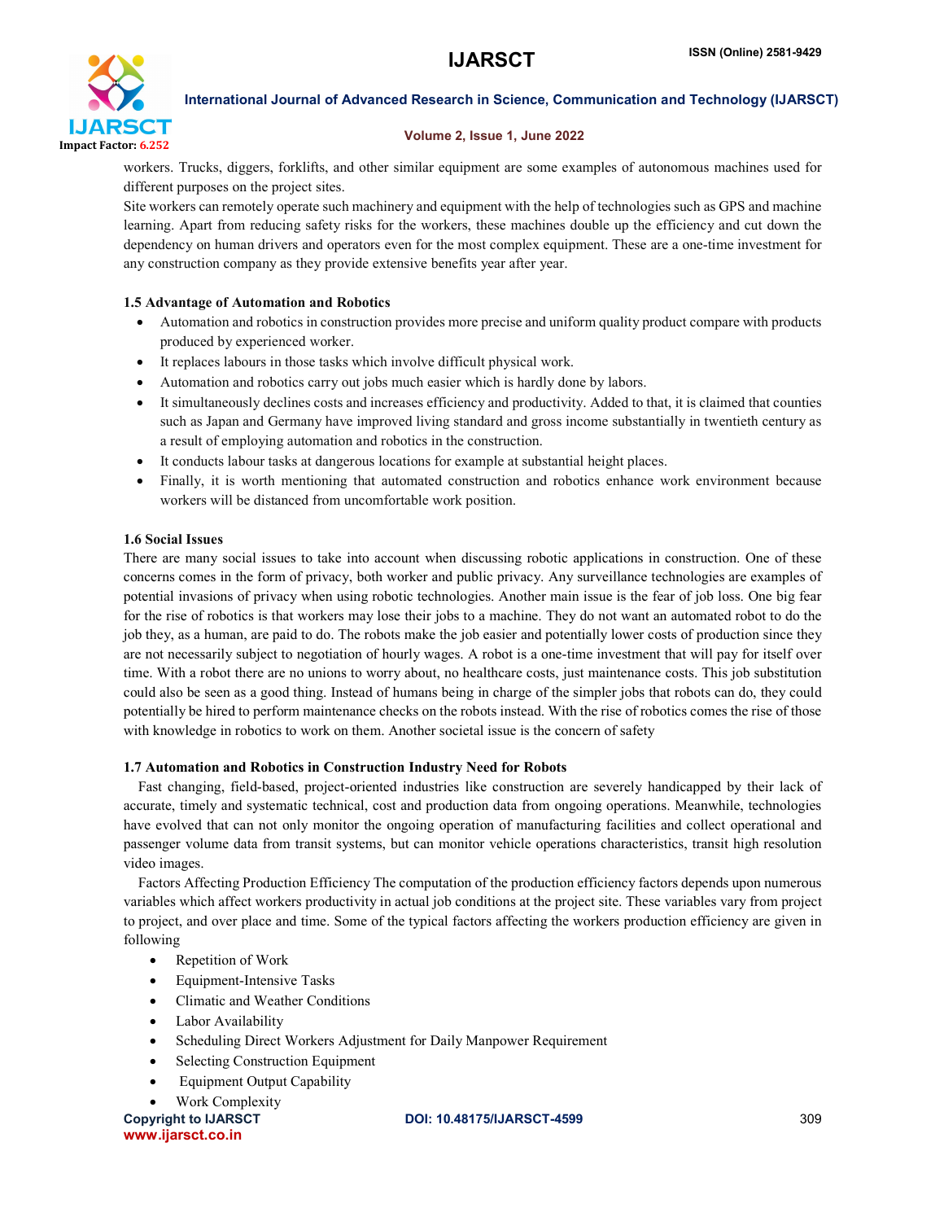workers. Trucks, diggers, forklifts, and other similar equipment are some examples of autonomous machines used for different purposes on the project sites.

Site workers can remotely operate such machinery and equipment with the help of technologies such as GPS and machine learning. Apart from reducing safety risks for the workers, these machines double up the efficiency and cut down the dependency on human drivers and operators even for the most complex equipment. These are a one-time investment for any construction company as they provide extensive benefits year after year.

### 1.5 Advantage of Automation and Robotics

- Automation and robotics in construction provides more precise and uniform quality product compare with products produced by experienced worker.
- It replaces labours in those tasks which involve difficult physical work.
- Automation and robotics carry out jobs much easier which is hardly done by labors.
- It simultaneously declines costs and increases efficiency and productivity. Added to that, it is claimed that counties such as Japan and Germany have improved living standard and gross income substantially in twentieth century as a result of employing automation and robotics in the construction.
- It conducts labour tasks at dangerous locations for example at substantial height places.
- Finally, it is worth mentioning that automated construction and robotics enhance work environment because workers will be distanced from uncomfortable work position.

### 1.6 Social Issues

There are many social issues to take into account when discussing robotic applications in construction. One of these concerns comes in the form of privacy, both worker and public privacy. Any surveillance technologies are examples of potential invasions of privacy when using robotic technologies. Another main issue is the fear of job loss. One big fear for the rise of robotics is that workers may lose their jobs to a machine. They do not want an automated robot to do the job they, as a human, are paid to do. The robots make the job easier and potentially lower costs of production since they are not necessarily subject to negotiation of hourly wages. A robot is a one-time investment that will pay for itself over time. With a robot there are no unions to worry about, no healthcare costs, just maintenance costs. This job substitution could also be seen as a good thing. Instead of humans being in charge of the simpler jobs that robots can do, they could potentially be hired to perform maintenance checks on the robots instead. With the rise of robotics comes the rise of those with knowledge in robotics to work on them. Another societal issue is the concern of safety

### 1.7 Automation and Robotics in Construction Industry Need for Robots

Fast changing, field-based, project-oriented industries like construction are severely handicapped by their lack of accurate, timely and systematic technical, cost and production data from ongoing operations. Meanwhile, technologies have evolved that can not only monitor the ongoing operation of manufacturing facilities and collect operational and passenger volume data from transit systems, but can monitor vehicle operations characteristics, transit high resolution video images.

Factors Affecting Production Efficiency The computation of the production efficiency factors depends upon numerous variables which affect workers productivity in actual job conditions at the project site. These variables vary from project to project, and over place and time. Some of the typical factors affecting the workers production efficiency are given in following

- Repetition of Work
- Equipment-Intensive Tasks
- Climatic and Weather Conditions
- Labor Availability
- Scheduling Direct Workers Adjustment for Daily Manpower Requirement
- Selecting Construction Equipment
- Equipment Output Capability
- Work Complexity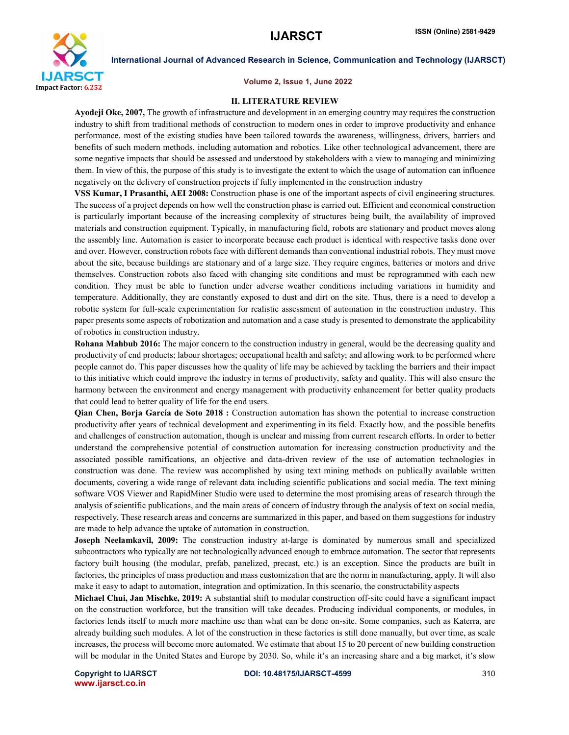## II. LITERATURE REVIEW

**Ayodeji Oke, 2007,** The growth of infrastructure and development in an emerging country may requires the construction industry to shift from traditional methods of construction to modern ones in order to improve productivity and enhance performance. most of the existing studies have been tailored towards the awareness, willingness, drivers, barriers and benefits of such modern methods, including automation and robotics. Like other technological advancement, there are some negative impacts that should be assessed and understood by stakeholders with a view to managing and minimizing them. In view of this, the purpose of this study is to investigate the extent to which the usage of automation can influence negatively on the delivery of construction projects if fully implemented in the construction industry

**VSS Kumar, I Prasanthi, AEI 2008:** Construction phase is one of the important aspects of civil engineering structures. The success of a project depends on how well the construction phase is carried out. Efficient and economical construction is particularly important because of the increasing complexity of structures being built, the availability of improved materials and construction equipment. Typically, in manufacturing field, robots are stationary and product moves along the assembly line. Automation is easier to incorporate because each product is identical with respective tasks done over and over. However, construction robots face with different demands than conventional industrial robots. They must move about the site, because buildings are stationary and of a large size. They require engines, batteries or motors and drive themselves. Construction robots also faced with changing site conditions and must be reprogrammed with each new condition. They must be able to function under adverse weather conditions including variations in humidity and temperature. Additionally, they are constantly exposed to dust and dirt on the site. Thus, there is a need to develop a robotic system for full-scale experimentation for realistic assessment of automation in the construction industry. This paper presents some aspects of robotization and automation and a case study is presented to demonstrate the applicability of robotics in construction industry.

**Rohana Mahbub 2016:** The major concern to the construction industry in general, would be the decreasing quality and productivity of end products; labour shortages; occupational health and safety; and allowing work to be performed where people cannot do. This paper discusses how the quality of life may be achieved by tackling the barriers and their impact to this initiative which could improve the industry in terms of productivity, safety and quality. This will also ensure the harmony between the environment and energy management with productivity enhancement for better quality products that could lead to better quality of life for the end users.

**Qian Chen, Borja García de Soto 2018 :** Construction automation has shown the potential to increase construction productivity after years of technical development and experimenting in its field. Exactly how, and the possible benefits and challenges of construction automation, though is unclear and missing from current research efforts. In order to better understand the comprehensive potential of construction automation for increasing construction productivity and the associated possible ramifications, an objective and data-driven review of the use of automation technologies in construction was done. The review was accomplished by using text mining methods on publically available written documents, covering a wide range of relevant data including scientific publications and social media. The text mining software VOS Viewer and RapidMiner Studio were used to determine the most promising areas of research through the analysis of scientific publications, and the main areas of concern of industry through the analysis of text on social media, respectively. These research areas and concerns are summarized in this paper, and based on them suggestions for industry are made to help advance the uptake of automation in construction.

**Joseph Neelamkavil, 2009:** The construction industry at-large is dominated by numerous small and specialized subcontractors who typically are not technologically advanced enough to embrace automation. The sector that represents factory built housing (the modular, prefab, panelized, precast, etc.) is an exception. Since the products are built in factories, the principles of mass production and mass customization that are the norm in manufacturing, apply. It will also make it easy to adapt to automation, integration and optimization. In this scenario, the constructability aspects

**Michael Chui, Jan Mischke, 2019:** A substantial shift to modular construction off-site could have a significant impact on the construction workforce, but the transition will take decades. Producing individual components, or modules, in factories lends itself to much more machine use than what can be done on-site. Some companies, such as Katerra, are already building such modules. A lot of the construction in these factories is still done manually, but over time, as scale increases, the process will become more automated. We estimate that about 15 to 20 percent of new building construction will be modular in the United States and Europe by 2030. So, while it's an increasing share and a big market, it's slow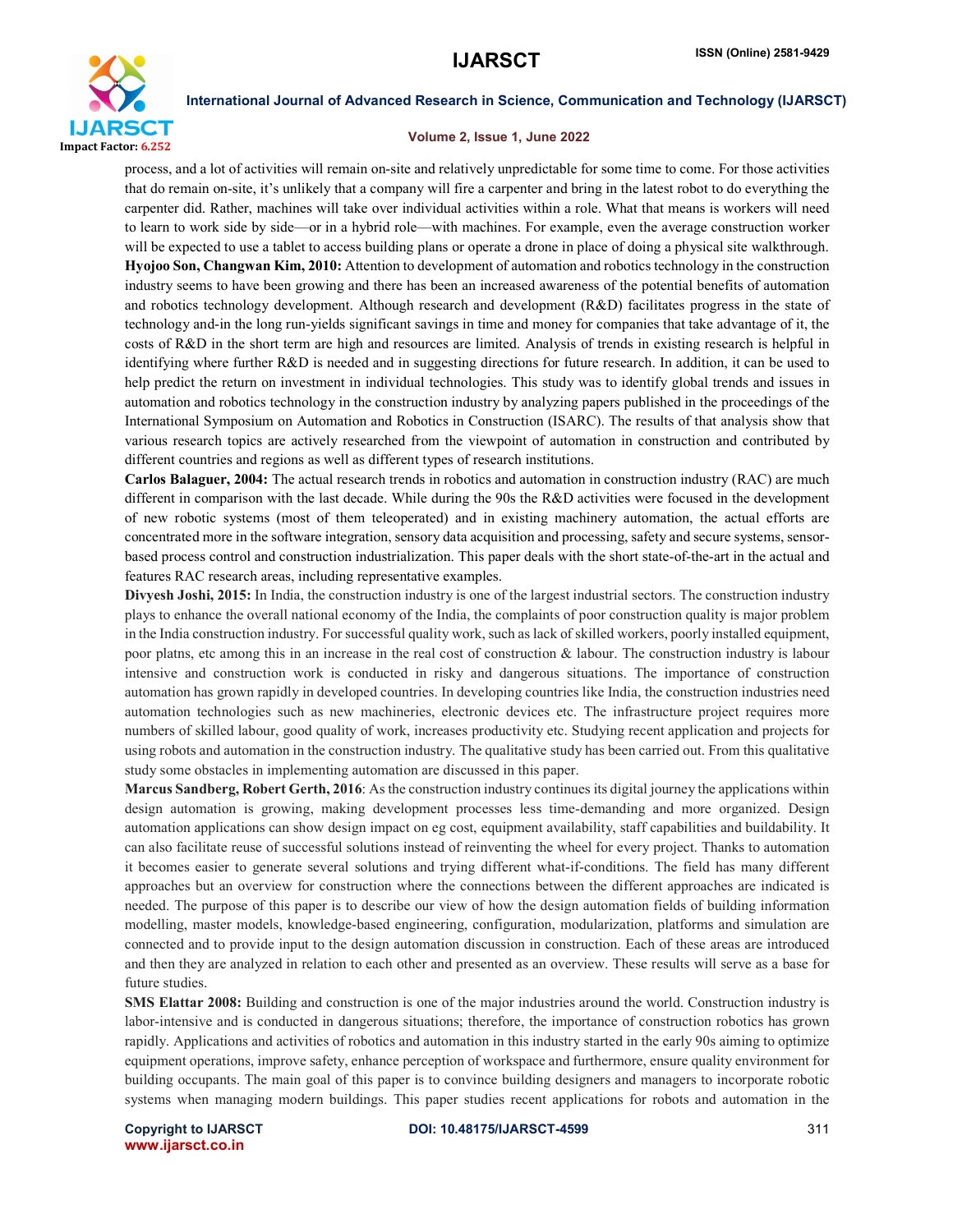process, and a lot of activities will remain on-site and relatively unpredictable for some time to come. For those activities that do remain on-site, it's unlikely that a company will fire a carpenter and bring in the latest robot to do everything the carpenter did. Rather, machines will take over individual activities within a role. What that means is workers will need to learn to work side by side—or in a hybrid role—with machines. For example, even the average construction worker will be expected to use a tablet to access building plans or operate a drone in place of doing a physical site walkthrough.

**Hyojoo Son, Changwan Kim, 2010:** Attention to development of automation and robotics technology in the construction industry seems to have been growing and there has been an increased awareness of the potential benefits of automation and robotics technology development. Although research and development (R&D) facilitates progress in the state of technology and-in the long run-yields significant savings in time and money for companies that take advantage of it, the costs of R&D in the short term are high and resources are limited. Analysis of trends in existing research is helpful in identifying where further R&D is needed and in suggesting directions for future research. In addition, it can be used to help predict the return on investment in individual technologies. This study was to identify global trends and issues in automation and robotics technology in the construction industry by analyzing papers published in the proceedings of the International Symposium on Automation and Robotics in Construction (ISARC). The results of that analysis show that various research topics are actively researched from the viewpoint of automation in construction and contributed by different countries and regions as well as different types of research institutions.

**Carlos Balaguer, 2004:** The actual research trends in robotics and automation in construction industry (RAC) are much different in comparison with the last decade. While during the 90s the R&D activities were focused in the development of new robotic systems (most of them teleoperated) and in existing machinery automation, the actual efforts are concentrated more in the software integration, sensory data acquisition and processing, safety and secure systems, sensor-based process control and construction industrialization. This paper deals with the short state-of-the-art in the actual and features RAC research areas, including representative examples.

**Divyesh Joshi, 2015:** In India, the construction industry is one of the largest industrial sectors. The construction industry plays to enhance the overall national economy of the India, the complaints of poor construction quality is major problem in the India construction industry. For successful quality work, such as lack of skilled workers, poorly installed equipment, poor platns, etc among this in an increase in the real cost of construction & labour. The construction industry is labour intensive and construction work is conducted in risky and dangerous situations. The importance of construction automation has grown rapidly in developed countries. In developing countries like India, the construction industries need automation technologies such as new machineries, electronic devices etc. The infrastructure project requires more numbers of skilled labour, good quality of work, increases productivity etc. Studying recent application and projects for using robots and automation in the construction industry. The qualitative study has been carried out. From this qualitative study some obstacles in implementing automation are discussed in this paper.

**Marcus Sandberg, Robert Gerth, 2016**: As the construction industry continues its digital journey the applications within design automation is growing, making development processes less time-demanding and more organized. Design automation applications can show design impact on eg cost, equipment availability, staff capabilities and buildability. It can also facilitate reuse of successful solutions instead of reinventing the wheel for every project. Thanks to automation it becomes easier to generate several solutions and trying different what-if-conditions. The field has many different approaches but an overview for construction where the connections between the different approaches are indicated is needed. The purpose of this paper is to describe our view of how the design automation fields of building information modelling, master models, knowledge-based engineering, configuration, modularization, platforms and simulation are connected and to provide input to the design automation discussion in construction. Each of these areas are introduced and then they are analyzed in relation to each other and presented as an overview. These results will serve as a base for future studies.

**SMS Elattar 2008:** Building and construction is one of the major industries around the world. Construction industry is labor-intensive and is conducted in dangerous situations; therefore, the importance of construction robotics has grown rapidly. Applications and activities of robotics and automation in this industry started in the early 90s aiming to optimize equipment operations, improve safety, enhance perception of workspace and furthermore, ensure quality environment for building occupants. The main goal of this paper is to convince building designers and managers to incorporate robotic systems when managing modern buildings. This paper studies recent applications for robots and automation in the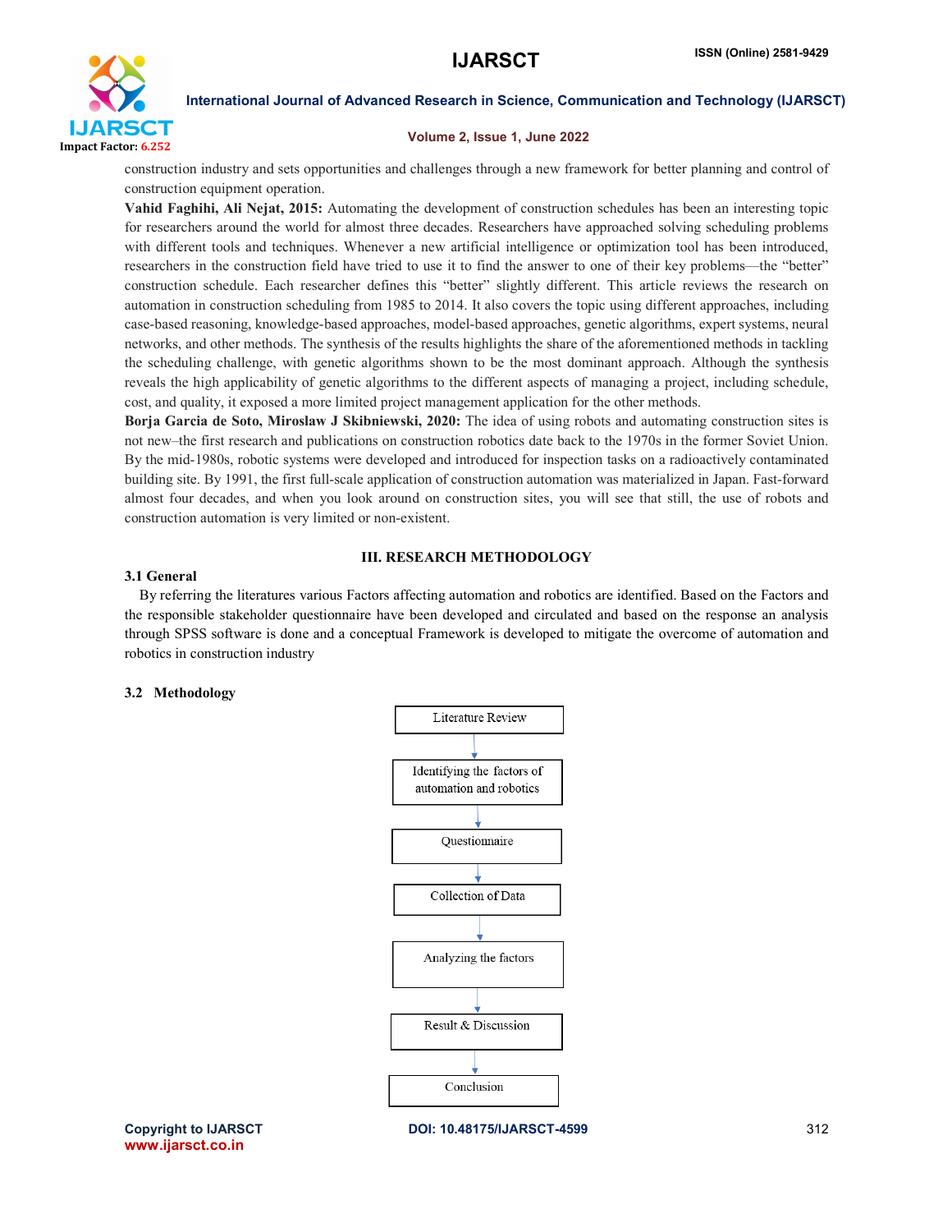construction industry and sets opportunities and challenges through a new framework for better planning and control of construction equipment operation.

**Vahid Faghihi, Ali Nejat, 2015:** Automating the development of construction schedules has been an interesting topic for researchers around the world for almost three decades. Researchers have approached solving scheduling problems with different tools and techniques. Whenever a new artificial intelligence or optimization tool has been introduced, researchers in the construction field have tried to use it to find the answer to one of their key problems—the "better" construction schedule. Each researcher defines this "better" slightly different. This article reviews the research on automation in construction scheduling from 1985 to 2014. It also covers the topic using different approaches, including case-based reasoning, knowledge-based approaches, model-based approaches, genetic algorithms, expert systems, neural networks, and other methods. The synthesis of the results highlights the share of the aforementioned methods in tackling the scheduling challenge, with genetic algorithms shown to be the most dominant approach. Although the synthesis reveals the high applicability of genetic algorithms to the different aspects of managing a project, including schedule, cost, and quality, it exposed a more limited project management application for the other methods.

**Borja Garcia de Soto, Miroslaw J Skibniewski, 2020:** The idea of using robots and automating construction sites is not new–the first research and publications on construction robotics date back to the 1970s in the former Soviet Union. By the mid-1980s, robotic systems were developed and introduced for inspection tasks on a radioactively contaminated building site. By 1991, the first full-scale application of construction automation was materialized in Japan. Fast-forward almost four decades, and when you look around on construction sites, you will see that still, the use of robots and construction automation is very limited or non-existent.

## III. RESEARCH METHODOLOGY

### 3.1 General

By referring the literatures various Factors affecting automation and robotics are identified. Based on the Factors and the responsible stakeholder questionnaire have been developed and circulated and based on the response an analysis through SPSS software is done and a conceptual Framework is developed to mitigate the overcome of automation and robotics in construction industry

### 3.2 Methodology

Literature Review

↓

Identifying the factors of automation and robotics

↓

Questionnaire

↓

Collection of Data

↓

Analyzing the factors

↓

Result & Discussion

↓

Conclusion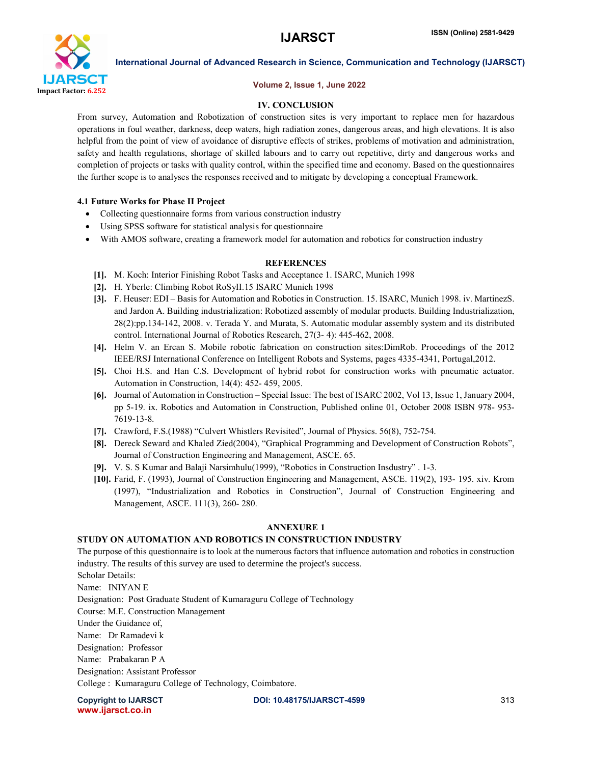## IV. CONCLUSION

From survey, Automation and Robotization of construction sites is very important to replace men for hazardous operations in foul weather, darkness, deep waters, high radiation zones, dangerous areas, and high elevations. It is also helpful from the point of view of avoidance of disruptive effects of strikes, problems of motivation and administration, safety and health regulations, shortage of skilled labours and to carry out repetitive, dirty and dangerous works and completion of projects or tasks with quality control, within the specified time and economy. Based on the questionnaires the further scope is to analyses the responses received and to mitigate by developing a conceptual Framework.

### 4.1 Future Works for Phase II Project

- Collecting questionnaire forms from various construction industry
- Using SPSS software for statistical analysis for questionnaire
- With AMOS software, creating a framework model for automation and robotics for construction industry

## REFERENCES

[1]. M. Koch: Interior Finishing Robot Tasks and Acceptance 1. ISARC, Munich 1998

[2]. H. Yberle: Climbing Robot RoSyII.15 ISARC Munich 1998

[3]. F. Heuser: EDI – Basis for Automation and Robotics in Construction. 15. ISARC, Munich 1998. iv. MartinezS. and Jardon A. Building industrialization: Robotized assembly of modular products. Building Industrialization, 28(2):pp.134-142, 2008. v. Terada Y. and Murata, S. Automatic modular assembly system and its distributed control. International Journal of Robotics Research, 27(3- 4): 445-462, 2008.

[4]. Helm V. an Ercan S. Mobile robotic fabrication on construction sites:DimRob. Proceedings of the 2012 IEEE/RSJ International Conference on Intelligent Robots and Systems, pages 4335-4341, Portugal,2012.

[5]. Choi H.S. and Han C.S. Development of hybrid robot for construction works with pneumatic actuator. Automation in Construction, 14(4): 452- 459, 2005.

[6]. Journal of Automation in Construction – Special Issue: The best of ISARC 2002, Vol 13, Issue 1, January 2004, pp 5-19. ix. Robotics and Automation in Construction, Published online 01, October 2008 ISBN 978- 953-7619-13-8.

[7]. Crawford, F.S.(1988) "Culvert Whistlers Revisited", Journal of Physics. 56(8), 752-754.

[8]. Dereck Seward and Khaled Zied(2004), "Graphical Programming and Development of Construction Robots", Journal of Construction Engineering and Management, ASCE. 65.

[9]. V. S. S Kumar and Balaji Narsimhulu(1999), "Robotics in Construction Insdustry" . 1-3.

[10]. Farid, F. (1993), Journal of Construction Engineering and Management, ASCE. 119(2), 193- 195. xiv. Krom (1997), "Industrialization and Robotics in Construction", Journal of Construction Engineering and Management, ASCE. 111(3), 260- 280.

## ANNEXURE 1

### STUDY ON AUTOMATION AND ROBOTICS IN CONSTRUCTION INDUSTRY

The purpose of this questionnaire is to look at the numerous factors that influence automation and robotics in construction industry. The results of this survey are used to determine the project's success.

Scholar Details:

Name: INIYAN E

Designation: Post Graduate Student of Kumaraguru College of Technology

Course: M.E. Construction Management

Under the Guidance of,

Name: Dr Ramadevi k

Designation: Professor

Name: Prabakaran P A

Designation: Assistant Professor

College : Kumaraguru College of Technology, Coimbatore.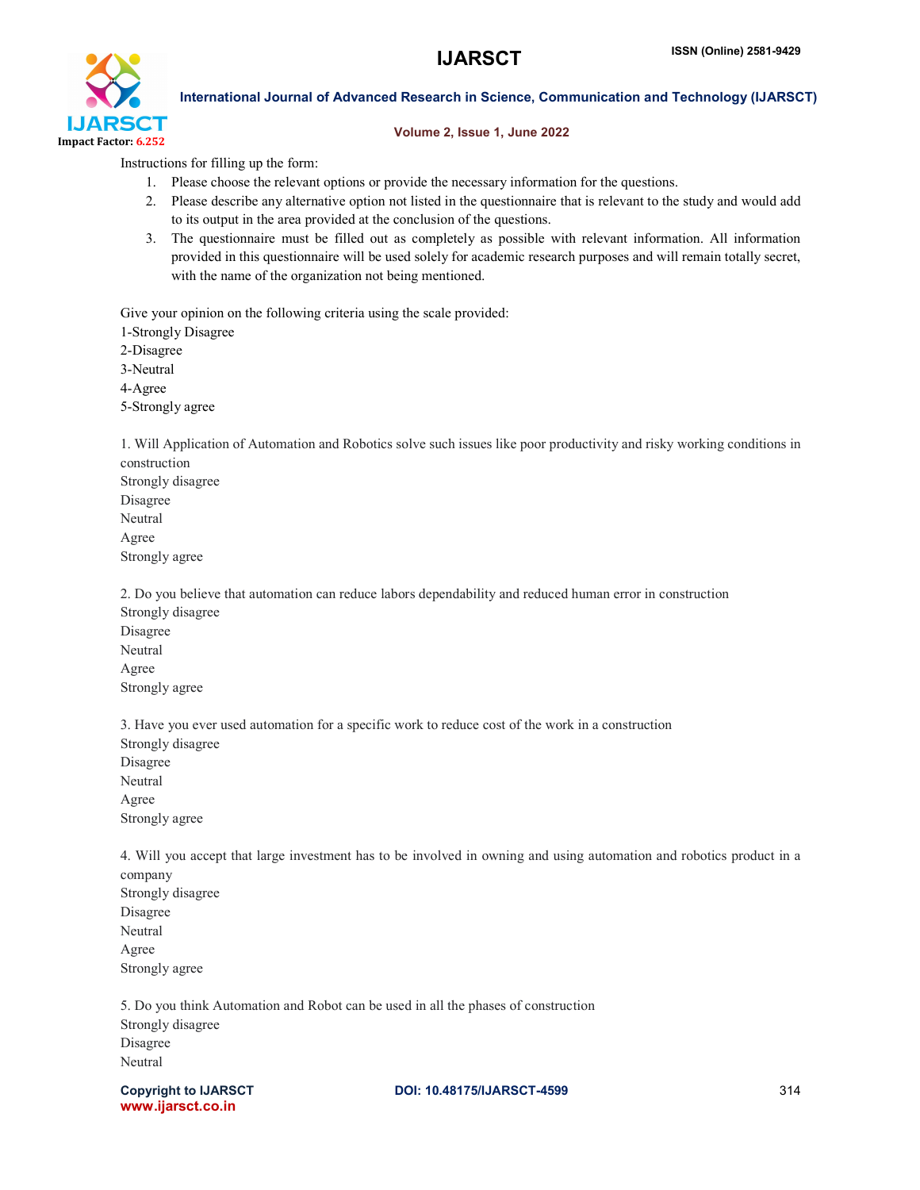Instructions for filling up the form:

1. Please choose the relevant options or provide the necessary information for the questions.
2. Please describe any alternative option not listed in the questionnaire that is relevant to the study and would add to its output in the area provided at the conclusion of the questions.
3. The questionnaire must be filled out as completely as possible with relevant information. All information provided in this questionnaire will be used solely for academic research purposes and will remain totally secret, with the name of the organization not being mentioned.

Give your opinion on the following criteria using the scale provided:
1-Strongly Disagree
2-Disagree
3-Neutral
4-Agree
5-Strongly agree

1. Will Application of Automation and Robotics solve such issues like poor productivity and risky working conditions in construction
Strongly disagree
Disagree
Neutral
Agree
Strongly agree

2. Do you believe that automation can reduce labors dependability and reduced human error in construction
Strongly disagree
Disagree
Neutral
Agree
Strongly agree

3. Have you ever used automation for a specific work to reduce cost of the work in a construction
Strongly disagree
Disagree
Neutral
Agree
Strongly agree

4. Will you accept that large investment has to be involved in owning and using automation and robotics product in a company
Strongly disagree
Disagree
Neutral
Agree
Strongly agree

5. Do you think Automation and Robot can be used in all the phases of construction
Strongly disagree
Disagree
Neutral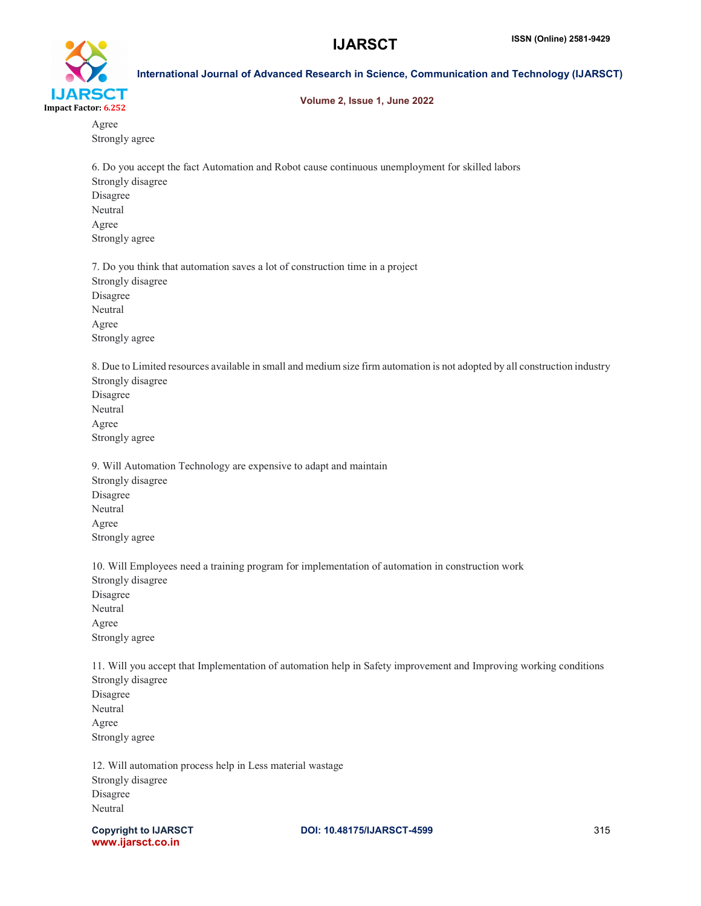Agree
Strongly agree

6. Do you accept the fact Automation and Robot cause continuous unemployment for skilled labors
Strongly disagree
Disagree
Neutral
Agree
Strongly agree

7. Do you think that automation saves a lot of construction time in a project
Strongly disagree
Disagree
Neutral
Agree
Strongly agree

8. Due to Limited resources available in small and medium size firm automation is not adopted by all construction industry
Strongly disagree
Disagree
Neutral
Agree
Strongly agree

9. Will Automation Technology are expensive to adapt and maintain
Strongly disagree
Disagree
Neutral
Agree
Strongly agree

10. Will Employees need a training program for implementation of automation in construction work
Strongly disagree
Disagree
Neutral
Agree
Strongly agree

11. Will you accept that Implementation of automation help in Safety improvement and Improving working conditions
Strongly disagree
Disagree
Neutral
Agree
Strongly agree

12. Will automation process help in Less material wastage
Strongly disagree
Disagree
Neutral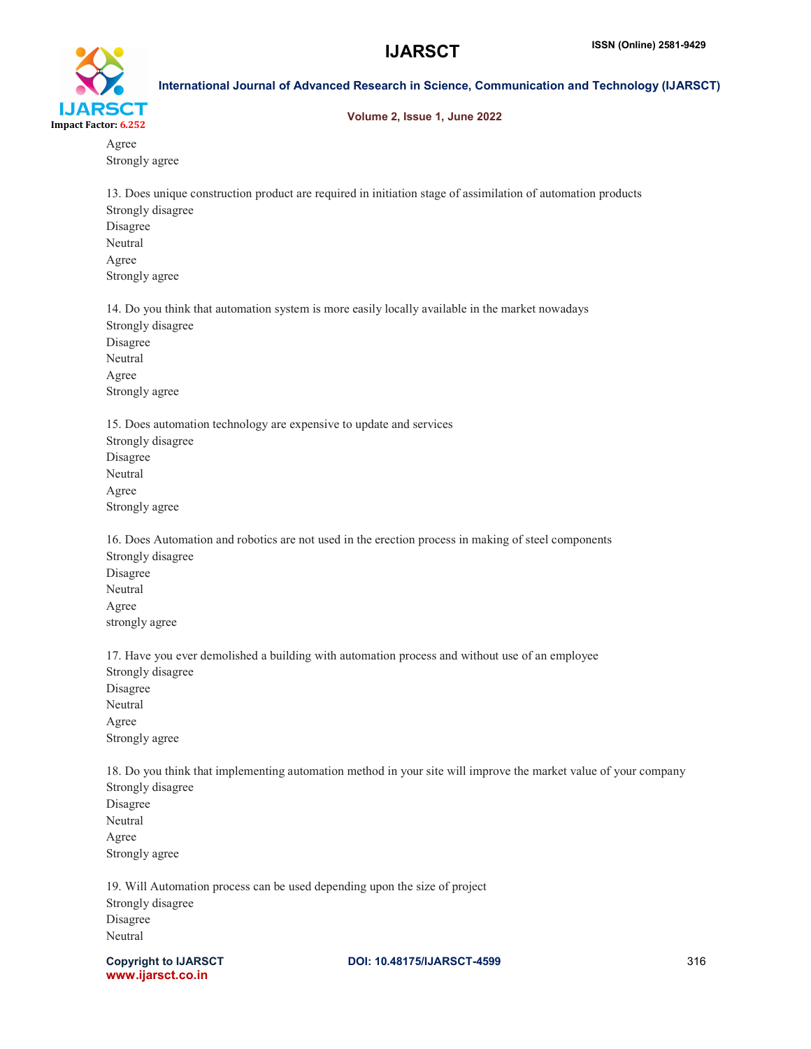Agree
Strongly agree

13. Does unique construction product are required in initiation stage of assimilation of automation products
Strongly disagree
Disagree
Neutral
Agree
Strongly agree

14. Do you think that automation system is more easily locally available in the market nowadays
Strongly disagree
Disagree
Neutral
Agree
Strongly agree

15. Does automation technology are expensive to update and services
Strongly disagree
Disagree
Neutral
Agree
Strongly agree

16. Does Automation and robotics are not used in the erection process in making of steel components
Strongly disagree
Disagree
Neutral
Agree
strongly agree

17. Have you ever demolished a building with automation process and without use of an employee
Strongly disagree
Disagree
Neutral
Agree
Strongly agree

18. Do you think that implementing automation method in your site will improve the market value of your company
Strongly disagree
Disagree
Neutral
Agree
Strongly agree

19. Will Automation process can be used depending upon the size of project
Strongly disagree
Disagree
Neutral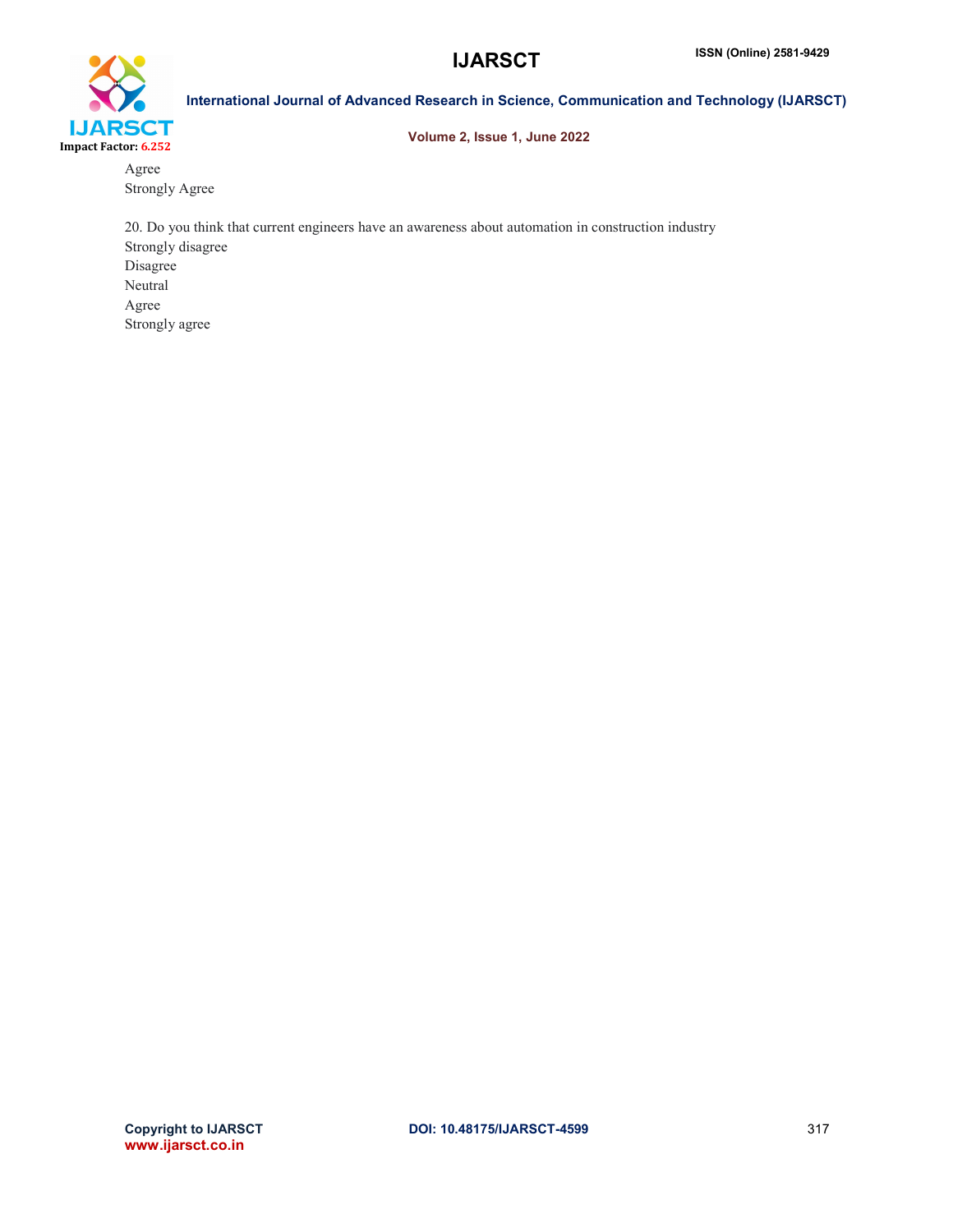Agree
Strongly Agree

20. Do you think that current engineers have an awareness about automation in construction industry
Strongly disagree
Disagree
Neutral
Agree
Strongly agree